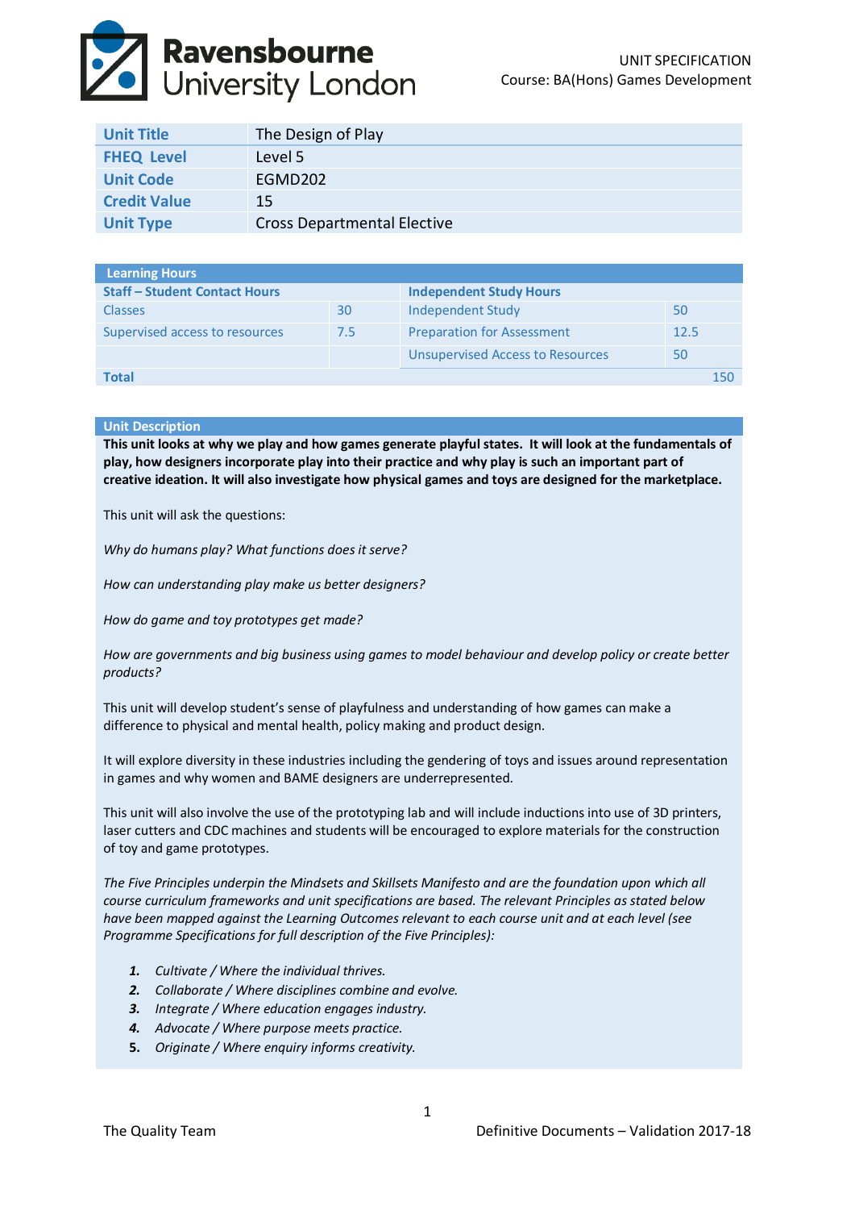Ravensbourne University London

UNIT SPECIFICATION
Course: BA(Hons) Games Development

| **Unit Title** | The Design of Play |
| --- | --- |
| **FHEQ Level** | Level 5 |
| **Unit Code** | EGMD202 |
| **Credit Value** | 15 |
| **Unit Type** | Cross Departmental Elective |

| **Learning Hours** | | | |
| --- | --- | --- | --- |
| **Staff – Student Contact Hours** | | **Independent Study Hours** | |
| Classes | 30 | Independent Study | 50 |
| Supervised access to resources | 7.5 | Preparation for Assessment | 12.5 |
| | | Unsupervised Access to Resources | 50 |
| **Total** | | | 150 |

## Unit Description

**This unit looks at why we play and how games generate playful states. It will look at the fundamentals of play, how designers incorporate play into their practice and why play is such an important part of creative ideation. It will also investigate how physical games and toys are designed for the marketplace.**

This unit will ask the questions:

*Why do humans play? What functions does it serve?*

*How can understanding play make us better designers?*

*How do game and toy prototypes get made?*

*How are governments and big business using games to model behaviour and develop policy or create better products?*

This unit will develop student's sense of playfulness and understanding of how games can make a difference to physical and mental health, policy making and product design.

It will explore diversity in these industries including the gendering of toys and issues around representation in games and why women and BAME designers are underrepresented.

This unit will also involve the use of the prototyping lab and will include inductions into use of 3D printers, laser cutters and CDC machines and students will be encouraged to explore materials for the construction of toy and game prototypes.

*The Five Principles underpin the Mindsets and Skillsets Manifesto and are the foundation upon which all course curriculum frameworks and unit specifications are based. The relevant Principles as stated below have been mapped against the Learning Outcomes relevant to each course unit and at each level (see Programme Specifications for full description of the Five Principles):*

1. *Cultivate / Where the individual thrives.*
2. *Collaborate / Where disciplines combine and evolve.*
3. *Integrate / Where education engages industry.*
4. *Advocate / Where purpose meets practice.*
5. *Originate / Where enquiry informs creativity.*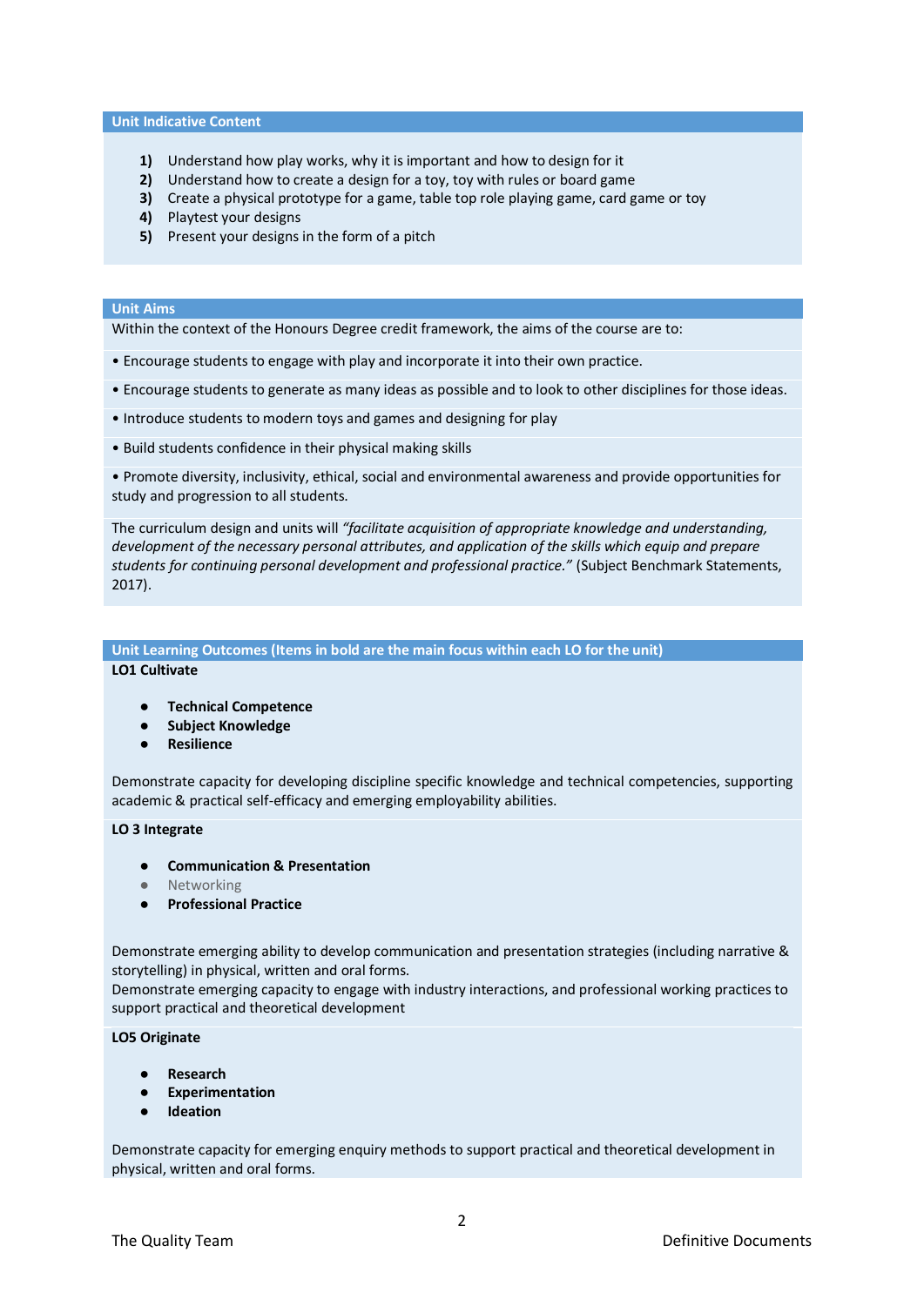## Unit Indicative Content

1) Understand how play works, why it is important and how to design for it
2) Understand how to create a design for a toy, toy with rules or board game
3) Create a physical prototype for a game, table top role playing game, card game or toy
4) Playtest your designs
5) Present your designs in the form of a pitch

## Unit Aims

Within the context of the Honours Degree credit framework, the aims of the course are to:

• Encourage students to engage with play and incorporate it into their own practice.

• Encourage students to generate as many ideas as possible and to look to other disciplines for those ideas.

• Introduce students to modern toys and games and designing for play

• Build students confidence in their physical making skills

• Promote diversity, inclusivity, ethical, social and environmental awareness and provide opportunities for study and progression to all students.

The curriculum design and units will *"facilitate acquisition of appropriate knowledge and understanding, development of the necessary personal attributes, and application of the skills which equip and prepare students for continuing personal development and professional practice."* (Subject Benchmark Statements, 2017).

## Unit Learning Outcomes (Items in bold are the main focus within each LO for the unit)

**LO1 Cultivate**

- **Technical Competence**
- **Subject Knowledge**
- **Resilience**

Demonstrate capacity for developing discipline specific knowledge and technical competencies, supporting academic & practical self-efficacy and emerging employability abilities.

**LO 3 Integrate**

- **Communication & Presentation**
- Networking
- **Professional Practice**

Demonstrate emerging ability to develop communication and presentation strategies (including narrative & storytelling) in physical, written and oral forms.
Demonstrate emerging capacity to engage with industry interactions, and professional working practices to support practical and theoretical development

**LO5 Originate**

- **Research**
- **Experimentation**
- **Ideation**

Demonstrate capacity for emerging enquiry methods to support practical and theoretical development in physical, written and oral forms.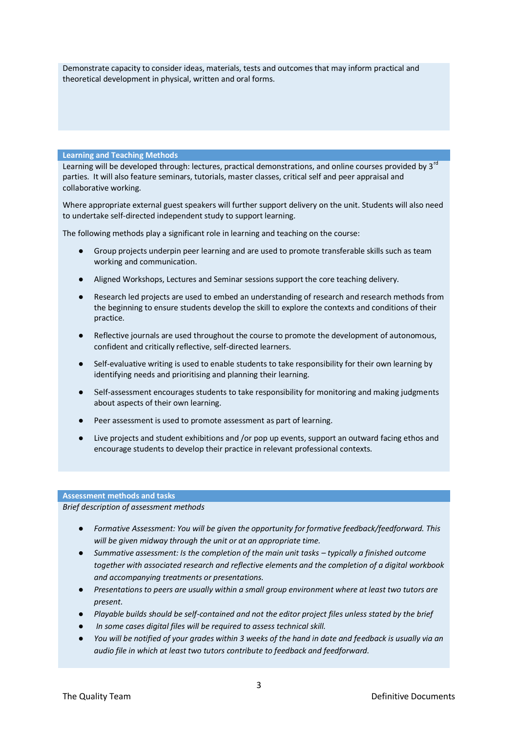Demonstrate capacity to consider ideas, materials, tests and outcomes that may inform practical and theoretical development in physical, written and oral forms.

## Learning and Teaching Methods

Learning will be developed through: lectures, practical demonstrations, and online courses provided by 3rd parties. It will also feature seminars, tutorials, master classes, critical self and peer appraisal and collaborative working.

Where appropriate external guest speakers will further support delivery on the unit. Students will also need to undertake self-directed independent study to support learning.

The following methods play a significant role in learning and teaching on the course:

- Group projects underpin peer learning and are used to promote transferable skills such as team working and communication.
- Aligned Workshops, Lectures and Seminar sessions support the core teaching delivery.
- Research led projects are used to embed an understanding of research and research methods from the beginning to ensure students develop the skill to explore the contexts and conditions of their practice.
- Reflective journals are used throughout the course to promote the development of autonomous, confident and critically reflective, self-directed learners.
- Self-evaluative writing is used to enable students to take responsibility for their own learning by identifying needs and prioritising and planning their learning.
- Self-assessment encourages students to take responsibility for monitoring and making judgments about aspects of their own learning.
- Peer assessment is used to promote assessment as part of learning.
- Live projects and student exhibitions and /or pop up events, support an outward facing ethos and encourage students to develop their practice in relevant professional contexts.

## Assessment methods and tasks

*Brief description of assessment methods*

- *Formative Assessment: You will be given the opportunity for formative feedback/feedforward. This will be given midway through the unit or at an appropriate time.*
- *Summative assessment: Is the completion of the main unit tasks – typically a finished outcome together with associated research and reflective elements and the completion of a digital workbook and accompanying treatments or presentations.*
- *Presentations to peers are usually within a small group environment where at least two tutors are present.*
- *Playable builds should be self-contained and not the editor project files unless stated by the brief*
- *In some cases digital files will be required to assess technical skill.*
- *You will be notified of your grades within 3 weeks of the hand in date and feedback is usually via an audio file in which at least two tutors contribute to feedback and feedforward.*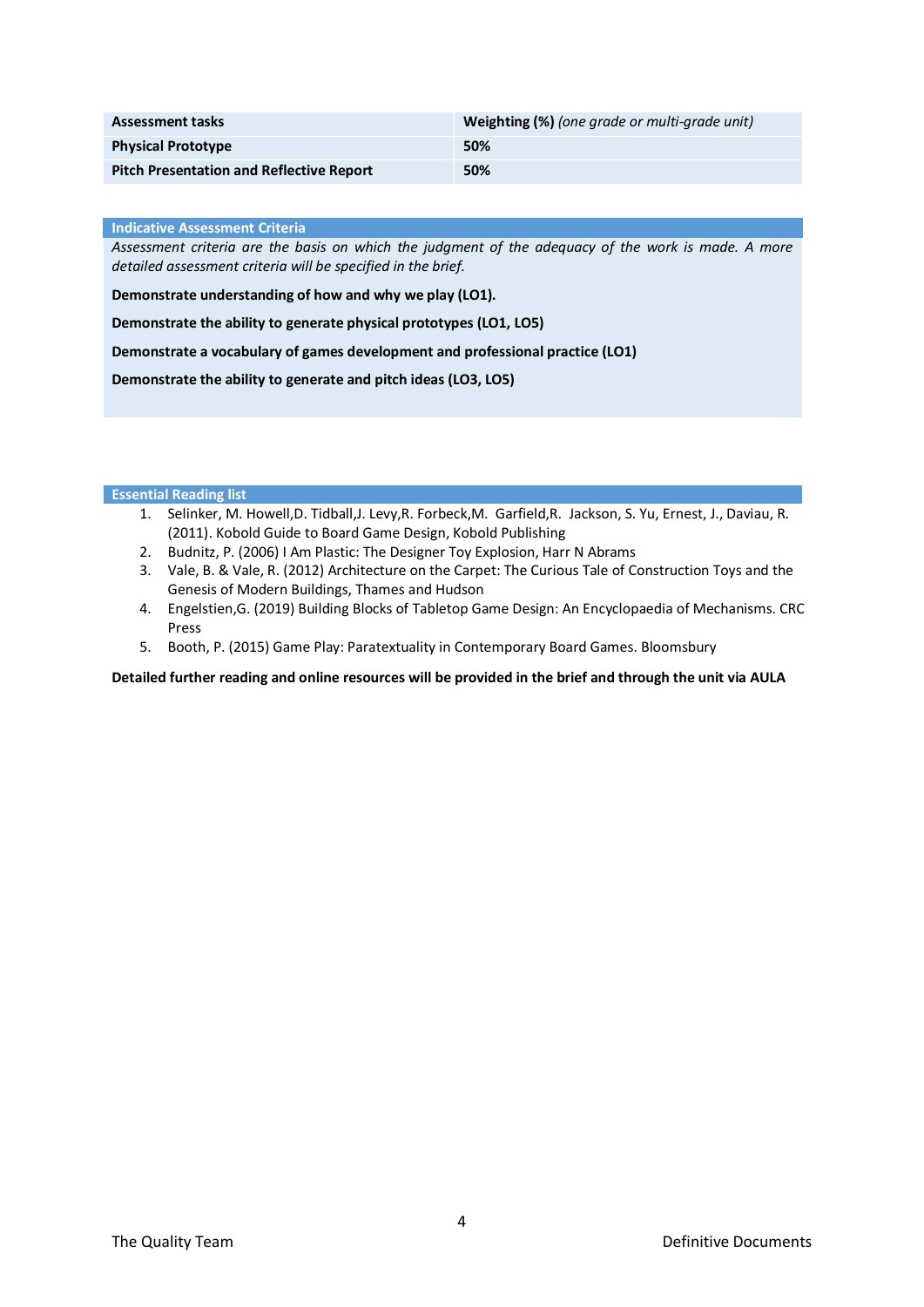| Assessment tasks | **Weighting (%)** *(one grade or multi-grade unit)* |
|---|---|
| **Physical Prototype** | **50%** |
| **Pitch Presentation and Reflective Report** | **50%** |

## Indicative Assessment Criteria

*Assessment criteria are the basis on which the judgment of the adequacy of the work is made. A more detailed assessment criteria will be specified in the brief.*

**Demonstrate understanding of how and why we play (LO1).**

**Demonstrate the ability to generate physical prototypes (LO1, LO5)**

**Demonstrate a vocabulary of games development and professional practice (LO1)**

**Demonstrate the ability to generate and pitch ideas (LO3, LO5)**

## Essential Reading list

1. Selinker, M. Howell,D. Tidball,J. Levy,R. Forbeck,M. Garfield,R. Jackson, S. Yu, Ernest, J., Daviau, R. (2011). Kobold Guide to Board Game Design, Kobold Publishing
2. Budnitz, P. (2006) I Am Plastic: The Designer Toy Explosion, Harr N Abrams
3. Vale, B. & Vale, R. (2012) Architecture on the Carpet: The Curious Tale of Construction Toys and the Genesis of Modern Buildings, Thames and Hudson
4. Engelstien,G. (2019) Building Blocks of Tabletop Game Design: An Encyclopaedia of Mechanisms. CRC Press
5. Booth, P. (2015) Game Play: Paratextuality in Contemporary Board Games. Bloomsbury

**Detailed further reading and online resources will be provided in the brief and through the unit via AULA**